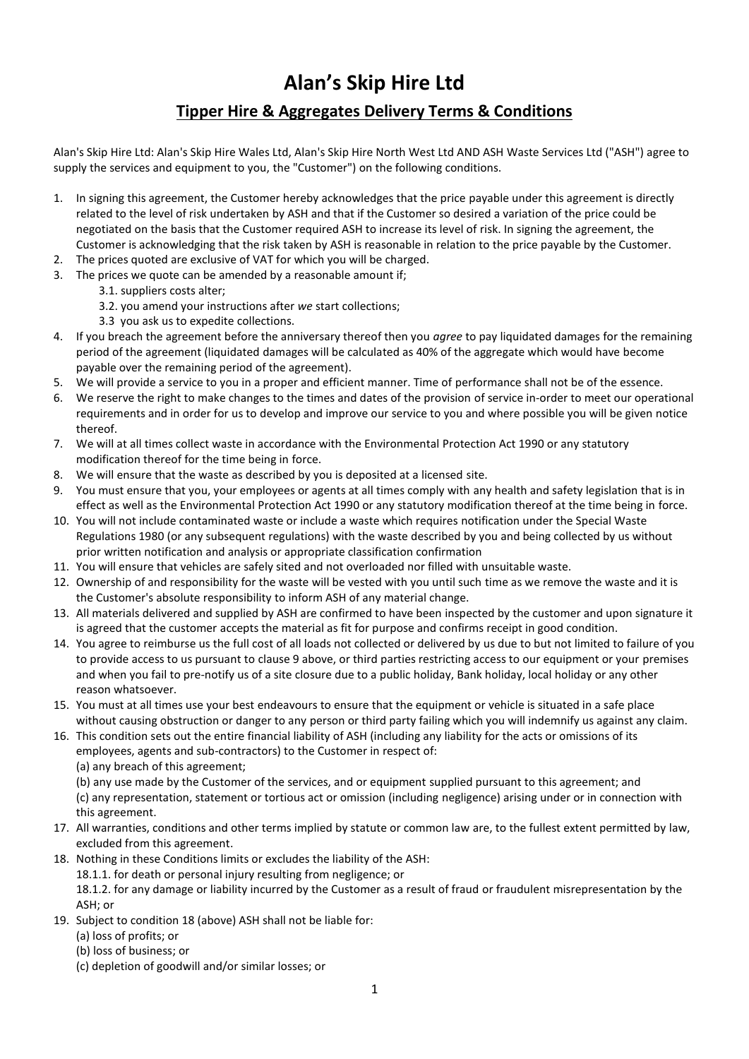# Alan's Skip Hire Ltd

## Tipper Hire & Aggregates Delivery Terms & Conditions

Alan's Skip Hire Ltd: Alan's Skip Hire Wales Ltd, Alan's Skip Hire North West Ltd AND ASH Waste Services Ltd ("ASH") agree to supply the services and equipment to you, the "Customer") on the following conditions.

1. In signing this agreement, the Customer hereby acknowledges that the price payable under this agreement is directly related to the level of risk undertaken by ASH and that if the Customer so desired a variation of the price could be negotiated on the basis that the Customer required ASH to increase its level of risk. In signing the agreement, the Customer is acknowledging that the risk taken by ASH is reasonable in relation to the price payable by the Customer.
2. The prices quoted are exclusive of VAT for which you will be charged.
3. The prices we quote can be amended by a reasonable amount if;
   - 3.1. suppliers costs alter;
   - 3.2. you amend your instructions after *we* start collections;
   - 3.3 you ask us to expedite collections.
4. If you breach the agreement before the anniversary thereof then you *agree* to pay liquidated damages for the remaining period of the agreement (liquidated damages will be calculated as 40% of the aggregate which would have become payable over the remaining period of the agreement).
5. We will provide a service to you in a proper and efficient manner. Time of performance shall not be of the essence.
6. We reserve the right to make changes to the times and dates of the provision of service in-order to meet our operational requirements and in order for us to develop and improve our service to you and where possible you will be given notice thereof.
7. We will at all times collect waste in accordance with the Environmental Protection Act 1990 or any statutory modification thereof for the time being in force.
8. We will ensure that the waste as described by you is deposited at a licensed site.
9. You must ensure that you, your employees or agents at all times comply with any health and safety legislation that is in effect as well as the Environmental Protection Act 1990 or any statutory modification thereof at the time being in force.
10. You will not include contaminated waste or include a waste which requires notification under the Special Waste Regulations 1980 (or any subsequent regulations) with the waste described by you and being collected by us without prior written notification and analysis or appropriate classification confirmation
11. You will ensure that vehicles are safely sited and not overloaded nor filled with unsuitable waste.
12. Ownership of and responsibility for the waste will be vested with you until such time as we remove the waste and it is the Customer's absolute responsibility to inform ASH of any material change.
13. All materials delivered and supplied by ASH are confirmed to have been inspected by the customer and upon signature it is agreed that the customer accepts the material as fit for purpose and confirms receipt in good condition.
14. You agree to reimburse us the full cost of all loads not collected or delivered by us due to but not limited to failure of you to provide access to us pursuant to clause 9 above, or third parties restricting access to our equipment or your premises and when you fail to pre-notify us of a site closure due to a public holiday, Bank holiday, local holiday or any other reason whatsoever.
15. You must at all times use your best endeavours to ensure that the equipment or vehicle is situated in a safe place without causing obstruction or danger to any person or third party failing which you will indemnify us against any claim.
16. This condition sets out the entire financial liability of ASH (including any liability for the acts or omissions of its employees, agents and sub-contractors) to the Customer in respect of:
   (a) any breach of this agreement;
   (b) any use made by the Customer of the services, and or equipment supplied pursuant to this agreement; and
   (c) any representation, statement or tortious act or omission (including negligence) arising under or in connection with this agreement.
17. All warranties, conditions and other terms implied by statute or common law are, to the fullest extent permitted by law, excluded from this agreement.
18. Nothing in these Conditions limits or excludes the liability of the ASH:
   18.1.1. for death or personal injury resulting from negligence; or
   18.1.2. for any damage or liability incurred by the Customer as a result of fraud or fraudulent misrepresentation by the ASH; or
19. Subject to condition 18 (above) ASH shall not be liable for:
   (a) loss of profits; or
   (b) loss of business; or
   (c) depletion of goodwill and/or similar losses; or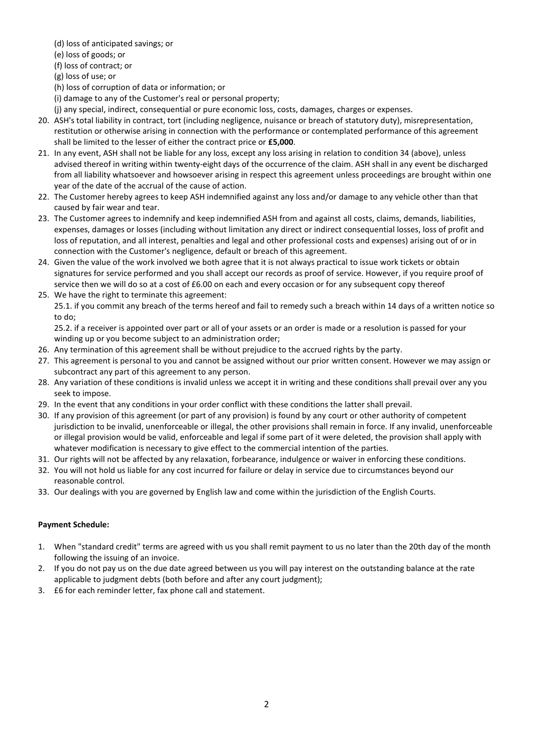(d) loss of anticipated savings; or
(e) loss of goods; or
(f) loss of contract; or
(g) loss of use; or
(h) loss of corruption of data or information; or
(i) damage to any of the Customer's real or personal property;
(j) any special, indirect, consequential or pure economic loss, costs, damages, charges or expenses.

20. ASH's total liability in contract, tort (including negligence, nuisance or breach of statutory duty), misrepresentation, restitution or otherwise arising in connection with the performance or contemplated performance of this agreement shall be limited to the lesser of either the contract price or **£5,000**.
21. In any event, ASH shall not be liable for any loss, except any loss arising in relation to condition 34 (above), unless advised thereof in writing within twenty-eight days of the occurrence of the claim. ASH shall in any event be discharged from all liability whatsoever and howsoever arising in respect this agreement unless proceedings are brought within one year of the date of the accrual of the cause of action.
22. The Customer hereby agrees to keep ASH indemnified against any loss and/or damage to any vehicle other than that caused by fair wear and tear.
23. The Customer agrees to indemnify and keep indemnified ASH from and against all costs, claims, demands, liabilities, expenses, damages or losses (including without limitation any direct or indirect consequential losses, loss of profit and loss of reputation, and all interest, penalties and legal and other professional costs and expenses) arising out of or in connection with the Customer's negligence, default or breach of this agreement.
24. Given the value of the work involved we both agree that it is not always practical to issue work tickets or obtain signatures for service performed and you shall accept our records as proof of service. However, if you require proof of service then we will do so at a cost of £6.00 on each and every occasion or for any subsequent copy thereof
25. We have the right to terminate this agreement:
    25.1. if you commit any breach of the terms hereof and fail to remedy such a breach within 14 days of a written notice so to do;
    25.2. if a receiver is appointed over part or all of your assets or an order is made or a resolution is passed for your winding up or you become subject to an administration order;
26. Any termination of this agreement shall be without prejudice to the accrued rights by the party.
27. This agreement is personal to you and cannot be assigned without our prior written consent. However we may assign or subcontract any part of this agreement to any person.
28. Any variation of these conditions is invalid unless we accept it in writing and these conditions shall prevail over any you seek to impose.
29. In the event that any conditions in your order conflict with these conditions the latter shall prevail.
30. If any provision of this agreement (or part of any provision) is found by any court or other authority of competent jurisdiction to be invalid, unenforceable or illegal, the other provisions shall remain in force. If any invalid, unenforceable or illegal provision would be valid, enforceable and legal if some part of it were deleted, the provision shall apply with whatever modification is necessary to give effect to the commercial intention of the parties.
31. Our rights will not be affected by any relaxation, forbearance, indulgence or waiver in enforcing these conditions.
32. You will not hold us liable for any cost incurred for failure or delay in service due to circumstances beyond our reasonable control.
33. Our dealings with you are governed by English law and come within the jurisdiction of the English Courts.

**Payment Schedule:**

1. When "standard credit" terms are agreed with us you shall remit payment to us no later than the 20th day of the month following the issuing of an invoice.
2. If you do not pay us on the due date agreed between us you will pay interest on the outstanding balance at the rate applicable to judgment debts (both before and after any court judgment);
3. £6 for each reminder letter, fax phone call and statement.